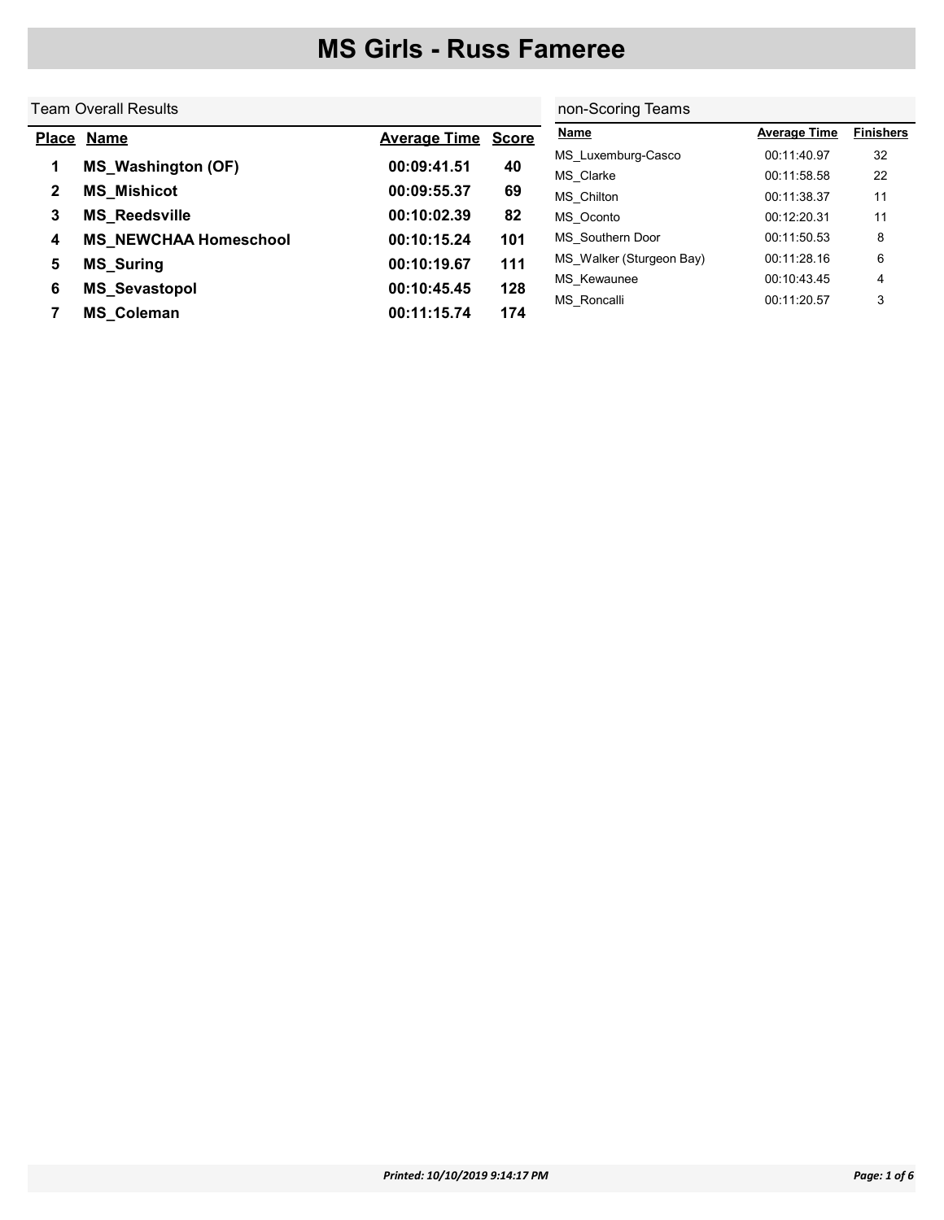# MS Girls - Russ Fameree

## Team Overall Results

| Place | Name | Average Time | Score |
|---|---|---|---|
| 1 | **MS_Washington (OF)** | **00:09:41.51** | **40** |
| 2 | **MS_Mishicot** | **00:09:55.37** | **69** |
| 3 | **MS_Reedsville** | **00:10:02.39** | **82** |
| 4 | **MS_NEWCHAA Homeschool** | **00:10:15.24** | **101** |
| 5 | **MS_Suring** | **00:10:19.67** | **111** |
| 6 | **MS_Sevastopol** | **00:10:45.45** | **128** |
| 7 | **MS_Coleman** | **00:11:15.74** | **174** |

## non-Scoring Teams

| Name | Average Time | Finishers |
|---|---|---|
| MS_Luxemburg-Casco | 00:11:40.97 | 32 |
| MS_Clarke | 00:11:58.58 | 22 |
| MS_Chilton | 00:11:38.37 | 11 |
| MS_Oconto | 00:12:20.31 | 11 |
| MS_Southern Door | 00:11:50.53 | 8 |
| MS_Walker (Sturgeon Bay) | 00:11:28.16 | 6 |
| MS_Kewaunee | 00:10:43.45 | 4 |
| MS_Roncalli | 00:11:20.57 | 3 |

*Printed: 10/10/2019 9:14:17 PM*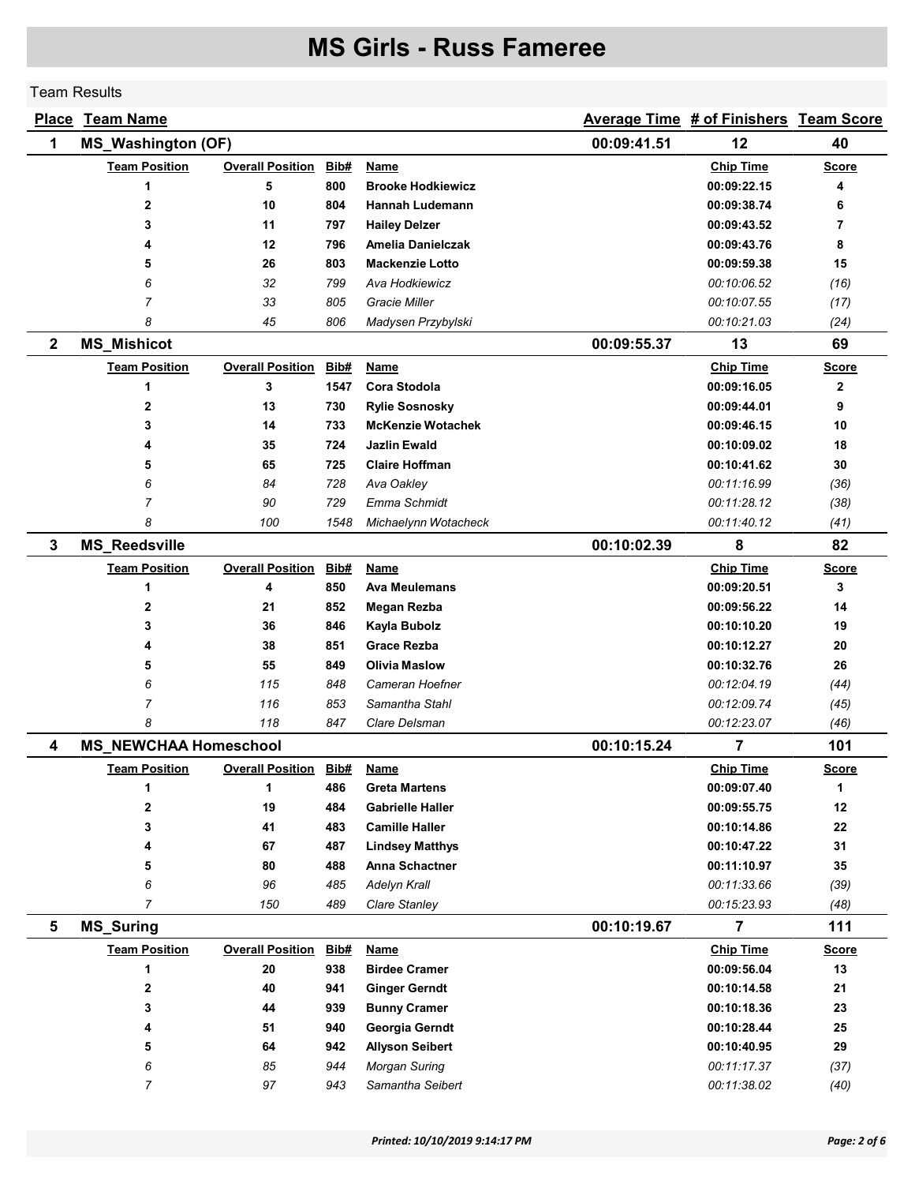# MS Girls - Russ Fameree

Team Results

| Place | Team Name | Average Time | # of Finishers | Team Score |
|---|---|---|---|---|
| 1 | MS_Washington (OF) | 00:09:41.51 | 12 | 40 |

| Team Position | Overall Position | Bib# | Name | Chip Time | Score |
|---|---|---|---|---|---|
| **1** | **5** | **800** | **Brooke Hodkiewicz** | **00:09:22.15** | **4** |
| **2** | **10** | **804** | **Hannah Ludemann** | **00:09:38.74** | **6** |
| **3** | **11** | **797** | **Hailey Delzer** | **00:09:43.52** | **7** |
| **4** | **12** | **796** | **Amelia Danielczak** | **00:09:43.76** | **8** |
| **5** | **26** | **803** | **Mackenzie Lotto** | **00:09:59.38** | **15** |
| *6* | *32* | *799* | *Ava Hodkiewicz* | *00:10:06.52* | *(16)* |
| *7* | *33* | *805* | *Gracie Miller* | *00:10:07.55* | *(17)* |
| *8* | *45* | *806* | *Madysen Przybylski* | *00:10:21.03* | *(24)* |

| Place | Team Name | Average Time | # of Finishers | Team Score |
|---|---|---|---|---|
| 2 | MS_Mishicot | 00:09:55.37 | 13 | 69 |

| Team Position | Overall Position | Bib# | Name | Chip Time | Score |
|---|---|---|---|---|---|
| **1** | **3** | **1547** | **Cora Stodola** | **00:09:16.05** | **2** |
| **2** | **13** | **730** | **Rylie Sosnosky** | **00:09:44.01** | **9** |
| **3** | **14** | **733** | **McKenzie Wotachek** | **00:09:46.15** | **10** |
| **4** | **35** | **724** | **Jazlin Ewald** | **00:10:09.02** | **18** |
| **5** | **65** | **725** | **Claire Hoffman** | **00:10:41.62** | **30** |
| *6* | *84* | *728* | *Ava Oakley* | *00:11:16.99* | *(36)* |
| *7* | *90* | *729* | *Emma Schmidt* | *00:11:28.12* | *(38)* |
| *8* | *100* | *1548* | *Michaelynn Wotacheck* | *00:11:40.12* | *(41)* |

| Place | Team Name | Average Time | # of Finishers | Team Score |
|---|---|---|---|---|
| 3 | MS_Reedsville | 00:10:02.39 | 8 | 82 |

| Team Position | Overall Position | Bib# | Name | Chip Time | Score |
|---|---|---|---|---|---|
| **1** | **4** | **850** | **Ava Meulemans** | **00:09:20.51** | **3** |
| **2** | **21** | **852** | **Megan Rezba** | **00:09:56.22** | **14** |
| **3** | **36** | **846** | **Kayla Bubolz** | **00:10:10.20** | **19** |
| **4** | **38** | **851** | **Grace Rezba** | **00:10:12.27** | **20** |
| **5** | **55** | **849** | **Olivia Maslow** | **00:10:32.76** | **26** |
| *6* | *115* | *848* | *Cameran Hoefner* | *00:12:04.19* | *(44)* |
| *7* | *116* | *853* | *Samantha Stahl* | *00:12:09.74* | *(45)* |
| *8* | *118* | *847* | *Clare Delsman* | *00:12:23.07* | *(46)* |

| Place | Team Name | Average Time | # of Finishers | Team Score |
|---|---|---|---|---|
| 4 | MS_NEWCHAA Homeschool | 00:10:15.24 | 7 | 101 |

| Team Position | Overall Position | Bib# | Name | Chip Time | Score |
|---|---|---|---|---|---|
| **1** | **1** | **486** | **Greta Martens** | **00:09:07.40** | **1** |
| **2** | **19** | **484** | **Gabrielle Haller** | **00:09:55.75** | **12** |
| **3** | **41** | **483** | **Camille Haller** | **00:10:14.86** | **22** |
| **4** | **67** | **487** | **Lindsey Matthys** | **00:10:47.22** | **31** |
| **5** | **80** | **488** | **Anna Schactner** | **00:11:10.97** | **35** |
| *6* | *96* | *485* | *Adelyn Krall* | *00:11:33.66* | *(39)* |
| *7* | *150* | *489* | *Clare Stanley* | *00:15:23.93* | *(48)* |

| Place | Team Name | Average Time | # of Finishers | Team Score |
|---|---|---|---|---|
| 5 | MS_Suring | 00:10:19.67 | 7 | 111 |

| Team Position | Overall Position | Bib# | Name | Chip Time | Score |
|---|---|---|---|---|---|
| **1** | **20** | **938** | **Birdee Cramer** | **00:09:56.04** | **13** |
| **2** | **40** | **941** | **Ginger Gerndt** | **00:10:14.58** | **21** |
| **3** | **44** | **939** | **Bunny Cramer** | **00:10:18.36** | **23** |
| **4** | **51** | **940** | **Georgia Gerndt** | **00:10:28.44** | **25** |
| **5** | **64** | **942** | **Allyson Seibert** | **00:10:40.95** | **29** |
| *6* | *85* | *944* | *Morgan Suring* | *00:11:17.37* | *(37)* |
| *7* | *97* | *943* | *Samantha Seibert* | *00:11:38.02* | *(40)* |

*Printed: 10/10/2019 9:14:17 PM*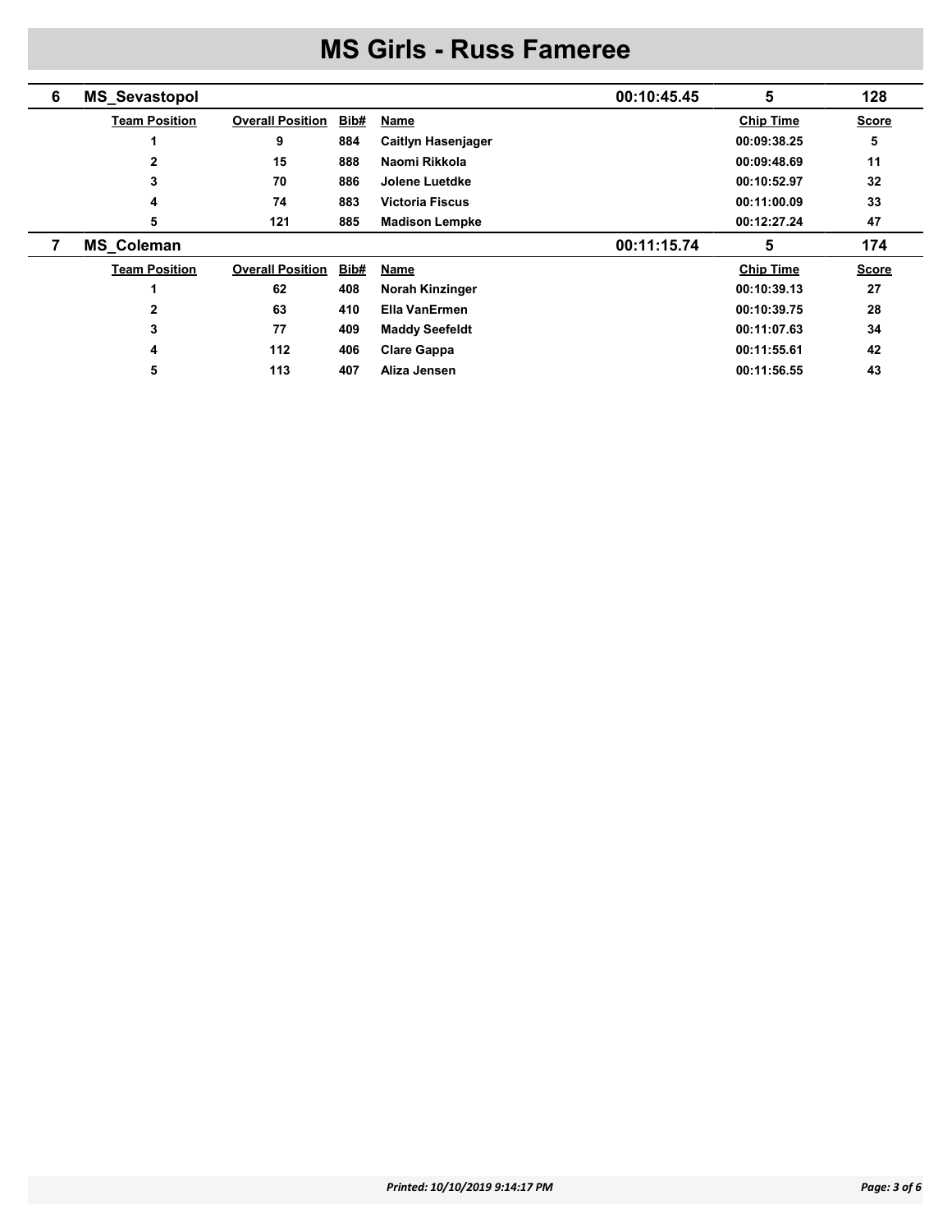# MS Girls - Russ Fameree

| 6 | MS_Sevastopol | | | 00:10:45.45 | 5 | 128 |
|---|---|---|---|---|---|---|
| | **Team Position** | **Overall Position** | **Bib#** | **Name** | **Chip Time** | **Score** |
| | 1 | 9 | 884 | Caitlyn Hasenjager | 00:09:38.25 | 5 |
| | 2 | 15 | 888 | Naomi Rikkola | 00:09:48.69 | 11 |
| | 3 | 70 | 886 | Jolene Luetdke | 00:10:52.97 | 32 |
| | 4 | 74 | 883 | Victoria Fiscus | 00:11:00.09 | 33 |
| | 5 | 121 | 885 | Madison Lempke | 00:12:27.24 | 47 |

| 7 | MS_Coleman | | | 00:11:15.74 | 5 | 174 |
|---|---|---|---|---|---|---|
| | **Team Position** | **Overall Position** | **Bib#** | **Name** | **Chip Time** | **Score** |
| | 1 | 62 | 408 | Norah Kinzinger | 00:10:39.13 | 27 |
| | 2 | 63 | 410 | Ella VanErmen | 00:10:39.75 | 28 |
| | 3 | 77 | 409 | Maddy Seefeldt | 00:11:07.63 | 34 |
| | 4 | 112 | 406 | Clare Gappa | 00:11:55.61 | 42 |
| | 5 | 113 | 407 | Aliza Jensen | 00:11:56.55 | 43 |

*Printed: 10/10/2019 9:14:17 PM*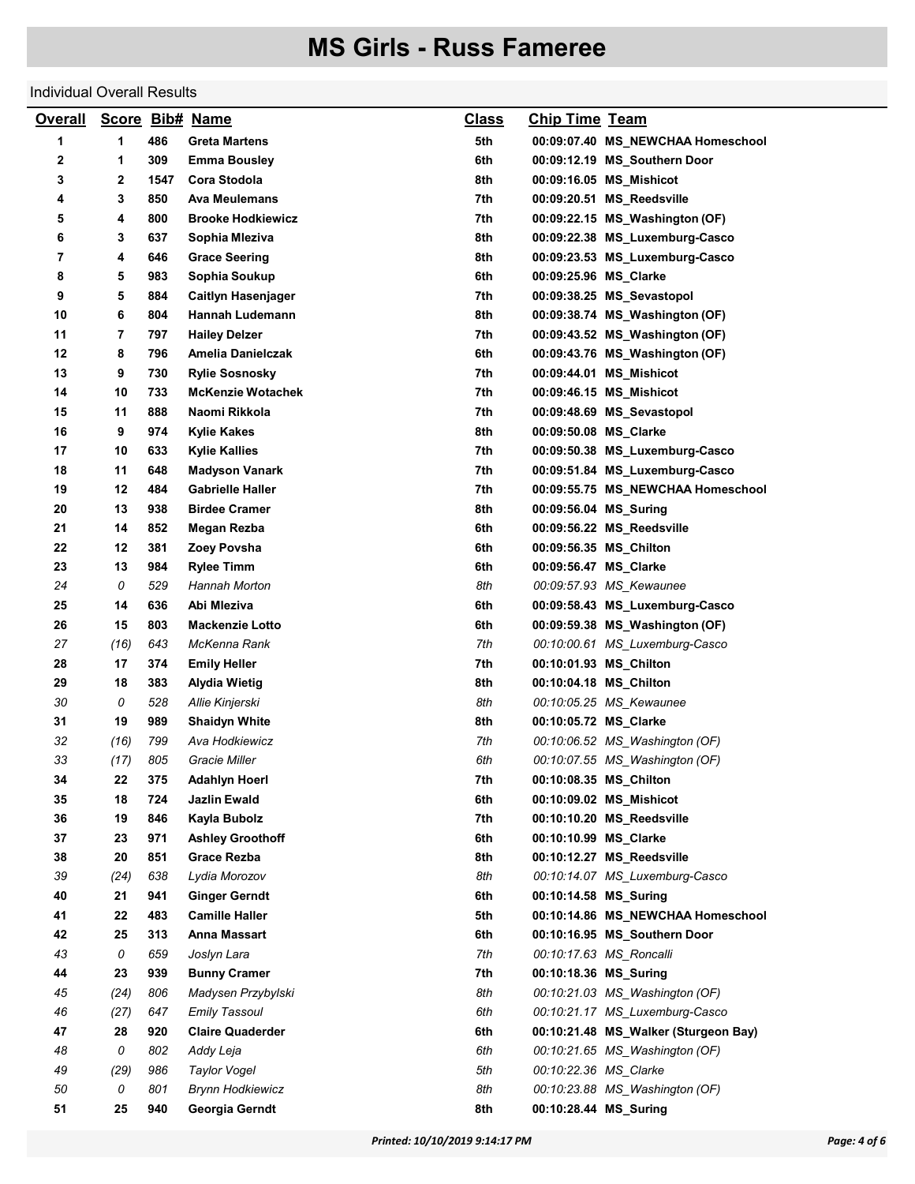# MS Girls - Russ Fameree

Individual Overall Results

| Overall | Score | Bib# | Name | Class | Chip Time | Team |
|---|---|---|---|---|---|---|
| 1 | 1 | 486 | Greta Martens | 5th | 00:09:07.40 | MS_NEWCHAA Homeschool |
| 2 | 1 | 309 | Emma Bousley | 6th | 00:09:12.19 | MS_Southern Door |
| 3 | 2 | 1547 | Cora Stodola | 8th | 00:09:16.05 | MS_Mishicot |
| 4 | 3 | 850 | Ava Meulemans | 7th | 00:09:20.51 | MS_Reedsville |
| 5 | 4 | 800 | Brooke Hodkiewicz | 7th | 00:09:22.15 | MS_Washington (OF) |
| 6 | 3 | 637 | Sophia Mleziva | 8th | 00:09:22.38 | MS_Luxemburg-Casco |
| 7 | 4 | 646 | Grace Seering | 8th | 00:09:23.53 | MS_Luxemburg-Casco |
| 8 | 5 | 983 | Sophia Soukup | 6th | 00:09:25.96 | MS_Clarke |
| 9 | 5 | 884 | Caitlyn Hasenjager | 7th | 00:09:38.25 | MS_Sevastopol |
| 10 | 6 | 804 | Hannah Ludemann | 8th | 00:09:38.74 | MS_Washington (OF) |
| 11 | 7 | 797 | Hailey Delzer | 7th | 00:09:43.52 | MS_Washington (OF) |
| 12 | 8 | 796 | Amelia Danielczak | 6th | 00:09:43.76 | MS_Washington (OF) |
| 13 | 9 | 730 | Rylie Sosnosky | 7th | 00:09:44.01 | MS_Mishicot |
| 14 | 10 | 733 | McKenzie Wotachek | 7th | 00:09:46.15 | MS_Mishicot |
| 15 | 11 | 888 | Naomi Rikkola | 7th | 00:09:48.69 | MS_Sevastopol |
| 16 | 9 | 974 | Kylie Kakes | 8th | 00:09:50.08 | MS_Clarke |
| 17 | 10 | 633 | Kylie Kallies | 7th | 00:09:50.38 | MS_Luxemburg-Casco |
| 18 | 11 | 648 | Madyson Vanark | 7th | 00:09:51.84 | MS_Luxemburg-Casco |
| 19 | 12 | 484 | Gabrielle Haller | 7th | 00:09:55.75 | MS_NEWCHAA Homeschool |
| 20 | 13 | 938 | Birdee Cramer | 8th | 00:09:56.04 | MS_Suring |
| 21 | 14 | 852 | Megan Rezba | 6th | 00:09:56.22 | MS_Reedsville |
| 22 | 12 | 381 | Zoey Povsha | 6th | 00:09:56.35 | MS_Chilton |
| 23 | 13 | 984 | Rylee Timm | 6th | 00:09:56.47 | MS_Clarke |
| 24 | 0 | 529 | Hannah Morton | 8th | 00:09:57.93 | MS_Kewaunee |
| 25 | 14 | 636 | Abi Mleziva | 6th | 00:09:58.43 | MS_Luxemburg-Casco |
| 26 | 15 | 803 | Mackenzie Lotto | 6th | 00:09:59.38 | MS_Washington (OF) |
| 27 | (16) | 643 | McKenna Rank | 7th | 00:10:00.61 | MS_Luxemburg-Casco |
| 28 | 17 | 374 | Emily Heller | 7th | 00:10:01.93 | MS_Chilton |
| 29 | 18 | 383 | Alydia Wietig | 8th | 00:10:04.18 | MS_Chilton |
| 30 | 0 | 528 | Allie Kinjerski | 8th | 00:10:05.25 | MS_Kewaunee |
| 31 | 19 | 989 | Shaidyn White | 8th | 00:10:05.72 | MS_Clarke |
| 32 | (16) | 799 | Ava Hodkiewicz | 7th | 00:10:06.52 | MS_Washington (OF) |
| 33 | (17) | 805 | Gracie Miller | 6th | 00:10:07.55 | MS_Washington (OF) |
| 34 | 22 | 375 | Adahlyn Hoerl | 7th | 00:10:08.35 | MS_Chilton |
| 35 | 18 | 724 | Jazlin Ewald | 6th | 00:10:09.02 | MS_Mishicot |
| 36 | 19 | 846 | Kayla Bubolz | 7th | 00:10:10.20 | MS_Reedsville |
| 37 | 23 | 971 | Ashley Groothoff | 6th | 00:10:10.99 | MS_Clarke |
| 38 | 20 | 851 | Grace Rezba | 8th | 00:10:12.27 | MS_Reedsville |
| 39 | (24) | 638 | Lydia Morozov | 8th | 00:10:14.07 | MS_Luxemburg-Casco |
| 40 | 21 | 941 | Ginger Gerndt | 6th | 00:10:14.58 | MS_Suring |
| 41 | 22 | 483 | Camille Haller | 5th | 00:10:14.86 | MS_NEWCHAA Homeschool |
| 42 | 25 | 313 | Anna Massart | 6th | 00:10:16.95 | MS_Southern Door |
| 43 | 0 | 659 | Joslyn Lara | 7th | 00:10:17.63 | MS_Roncalli |
| 44 | 23 | 939 | Bunny Cramer | 7th | 00:10:18.36 | MS_Suring |
| 45 | (24) | 806 | Madysen Przybylski | 8th | 00:10:21.03 | MS_Washington (OF) |
| 46 | (27) | 647 | Emily Tassoul | 6th | 00:10:21.17 | MS_Luxemburg-Casco |
| 47 | 28 | 920 | Claire Quaderder | 6th | 00:10:21.48 | MS_Walker (Sturgeon Bay) |
| 48 | 0 | 802 | Addy Leja | 6th | 00:10:21.65 | MS_Washington (OF) |
| 49 | (29) | 986 | Taylor Vogel | 5th | 00:10:22.36 | MS_Clarke |
| 50 | 0 | 801 | Brynn Hodkiewicz | 8th | 00:10:23.88 | MS_Washington (OF) |
| 51 | 25 | 940 | Georgia Gerndt | 8th | 00:10:28.44 | MS_Suring |

Printed: 10/10/2019 9:14:17 PM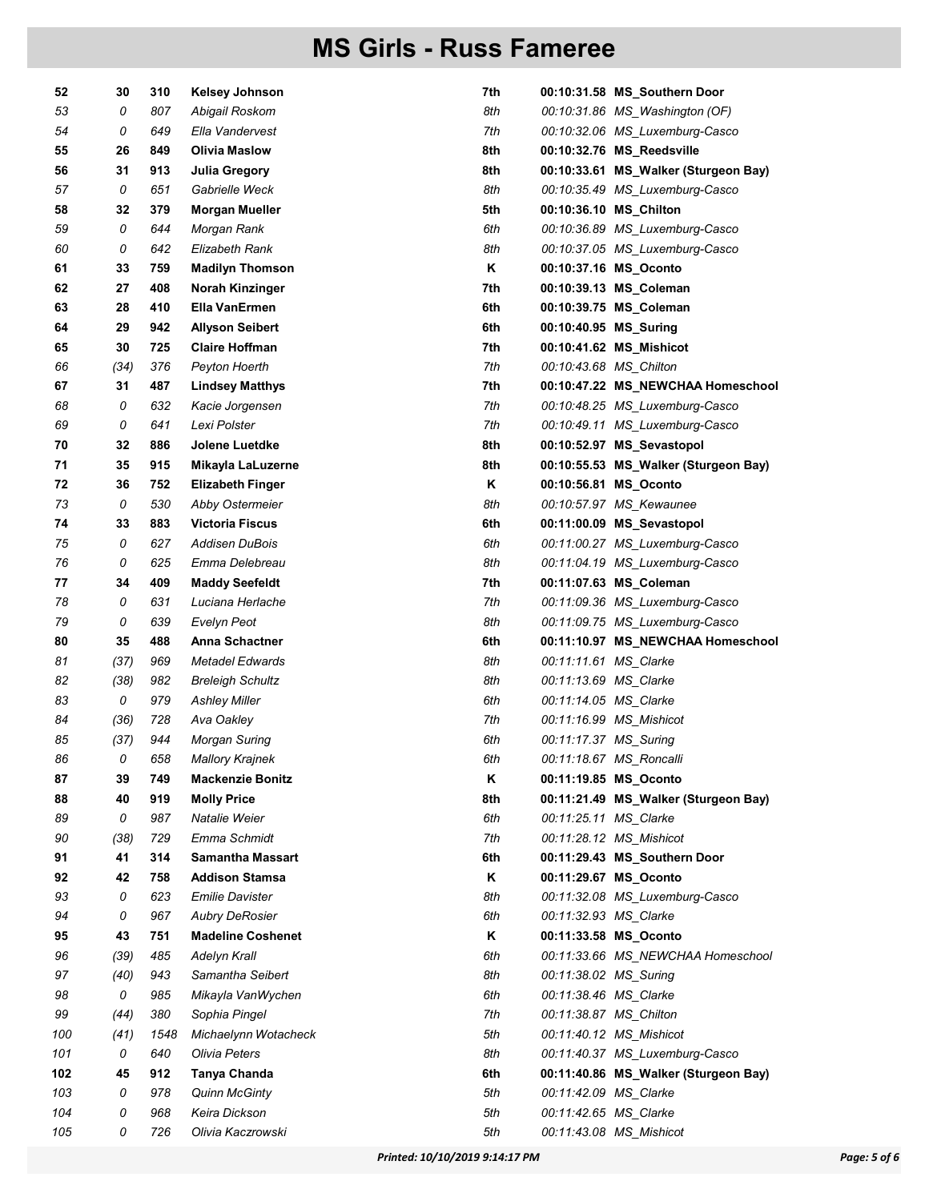# MS Girls - Russ Fameree

| | | | | | | |
|---|---|---|---|---|---|---|
| **52** | **30** | **310** | **Kelsey Johnson** | **7th** | **00:10:31.58** | **MS_Southern Door** |
| *53* | *0* | *807* | *Abigail Roskom* | *8th* | *00:10:31.86* | *MS_Washington (OF)* |
| *54* | *0* | *649* | *Ella Vandervest* | *7th* | *00:10:32.06* | *MS_Luxemburg-Casco* |
| **55** | **26** | **849** | **Olivia Maslow** | **8th** | **00:10:32.76** | **MS_Reedsville** |
| **56** | **31** | **913** | **Julia Gregory** | **8th** | **00:10:33.61** | **MS_Walker (Sturgeon Bay)** |
| *57* | *0* | *651* | *Gabrielle Weck* | *8th* | *00:10:35.49* | *MS_Luxemburg-Casco* |
| **58** | **32** | **379** | **Morgan Mueller** | **5th** | **00:10:36.10** | **MS_Chilton** |
| *59* | *0* | *644* | *Morgan Rank* | *6th* | *00:10:36.89* | *MS_Luxemburg-Casco* |
| *60* | *0* | *642* | *Elizabeth Rank* | *8th* | *00:10:37.05* | *MS_Luxemburg-Casco* |
| **61** | **33** | **759** | **Madilyn Thomson** | **K** | **00:10:37.16** | **MS_Oconto** |
| **62** | **27** | **408** | **Norah Kinzinger** | **7th** | **00:10:39.13** | **MS_Coleman** |
| **63** | **28** | **410** | **Ella VanErmen** | **6th** | **00:10:39.75** | **MS_Coleman** |
| **64** | **29** | **942** | **Allyson Seibert** | **6th** | **00:10:40.95** | **MS_Suring** |
| **65** | **30** | **725** | **Claire Hoffman** | **7th** | **00:10:41.62** | **MS_Mishicot** |
| *66* | *(34)* | *376* | *Peyton Hoerth* | *7th* | *00:10:43.68* | *MS_Chilton* |
| **67** | **31** | **487** | **Lindsey Matthys** | **7th** | **00:10:47.22** | **MS_NEWCHAA Homeschool** |
| *68* | *0* | *632* | *Kacie Jorgensen* | *7th* | *00:10:48.25* | *MS_Luxemburg-Casco* |
| *69* | *0* | *641* | *Lexi Polster* | *7th* | *00:10:49.11* | *MS_Luxemburg-Casco* |
| **70** | **32** | **886** | **Jolene Luetdke** | **8th** | **00:10:52.97** | **MS_Sevastopol** |
| **71** | **35** | **915** | **Mikayla LaLuzerne** | **8th** | **00:10:55.53** | **MS_Walker (Sturgeon Bay)** |
| **72** | **36** | **752** | **Elizabeth Finger** | **K** | **00:10:56.81** | **MS_Oconto** |
| *73* | *0* | *530* | *Abby Ostermeier* | *8th* | *00:10:57.97* | *MS_Kewaunee* |
| **74** | **33** | **883** | **Victoria Fiscus** | **6th** | **00:11:00.09** | **MS_Sevastopol** |
| *75* | *0* | *627* | *Addisen DuBois* | *6th* | *00:11:00.27* | *MS_Luxemburg-Casco* |
| *76* | *0* | *625* | *Emma Delebreau* | *8th* | *00:11:04.19* | *MS_Luxemburg-Casco* |
| **77** | **34** | **409** | **Maddy Seefeldt** | **7th** | **00:11:07.63** | **MS_Coleman** |
| *78* | *0* | *631* | *Luciana Herlache* | *7th* | *00:11:09.36* | *MS_Luxemburg-Casco* |
| *79* | *0* | *639* | *Evelyn Peot* | *8th* | *00:11:09.75* | *MS_Luxemburg-Casco* |
| **80** | **35** | **488** | **Anna Schactner** | **6th** | **00:11:10.97** | **MS_NEWCHAA Homeschool** |
| *81* | *(37)* | *969* | *Metadel Edwards* | *8th* | *00:11:11.61* | *MS_Clarke* |
| *82* | *(38)* | *982* | *Breleigh Schultz* | *8th* | *00:11:13.69* | *MS_Clarke* |
| *83* | *0* | *979* | *Ashley Miller* | *6th* | *00:11:14.05* | *MS_Clarke* |
| *84* | *(36)* | *728* | *Ava Oakley* | *7th* | *00:11:16.99* | *MS_Mishicot* |
| *85* | *(37)* | *944* | *Morgan Suring* | *6th* | *00:11:17.37* | *MS_Suring* |
| *86* | *0* | *658* | *Mallory Krajnek* | *6th* | *00:11:18.67* | *MS_Roncalli* |
| **87** | **39** | **749** | **Mackenzie Bonitz** | **K** | **00:11:19.85** | **MS_Oconto** |
| **88** | **40** | **919** | **Molly Price** | **8th** | **00:11:21.49** | **MS_Walker (Sturgeon Bay)** |
| *89* | *0* | *987* | *Natalie Weier* | *6th* | *00:11:25.11* | *MS_Clarke* |
| *90* | *(38)* | *729* | *Emma Schmidt* | *7th* | *00:11:28.12* | *MS_Mishicot* |
| **91** | **41** | **314** | **Samantha Massart** | **6th** | **00:11:29.43** | **MS_Southern Door** |
| **92** | **42** | **758** | **Addison Stamsa** | **K** | **00:11:29.67** | **MS_Oconto** |
| *93* | *0* | *623* | *Emilie Davister* | *8th* | *00:11:32.08* | *MS_Luxemburg-Casco* |
| *94* | *0* | *967* | *Aubry DeRosier* | *6th* | *00:11:32.93* | *MS_Clarke* |
| **95** | **43** | **751** | **Madeline Coshenet** | **K** | **00:11:33.58** | **MS_Oconto** |
| *96* | *(39)* | *485* | *Adelyn Krall* | *6th* | *00:11:33.66* | *MS_NEWCHAA Homeschool* |
| *97* | *(40)* | *943* | *Samantha Seibert* | *8th* | *00:11:38.02* | *MS_Suring* |
| *98* | *0* | *985* | *Mikayla VanWychen* | *6th* | *00:11:38.46* | *MS_Clarke* |
| *99* | *(44)* | *380* | *Sophia Pingel* | *7th* | *00:11:38.87* | *MS_Chilton* |
| *100* | *(41)* | *1548* | *Michaelynn Wotacheck* | *5th* | *00:11:40.12* | *MS_Mishicot* |
| *101* | *0* | *640* | *Olivia Peters* | *8th* | *00:11:40.37* | *MS_Luxemburg-Casco* |
| **102** | **45** | **912** | **Tanya Chanda** | **6th** | **00:11:40.86** | **MS_Walker (Sturgeon Bay)** |
| *103* | *0* | *978* | *Quinn McGinty* | *5th* | *00:11:42.09* | *MS_Clarke* |
| *104* | *0* | *968* | *Keira Dickson* | *5th* | *00:11:42.65* | *MS_Clarke* |
| *105* | *0* | *726* | *Olivia Kaczrowski* | *5th* | *00:11:43.08* | *MS_Mishicot* |

*Printed: 10/10/2019 9:14:17 PM*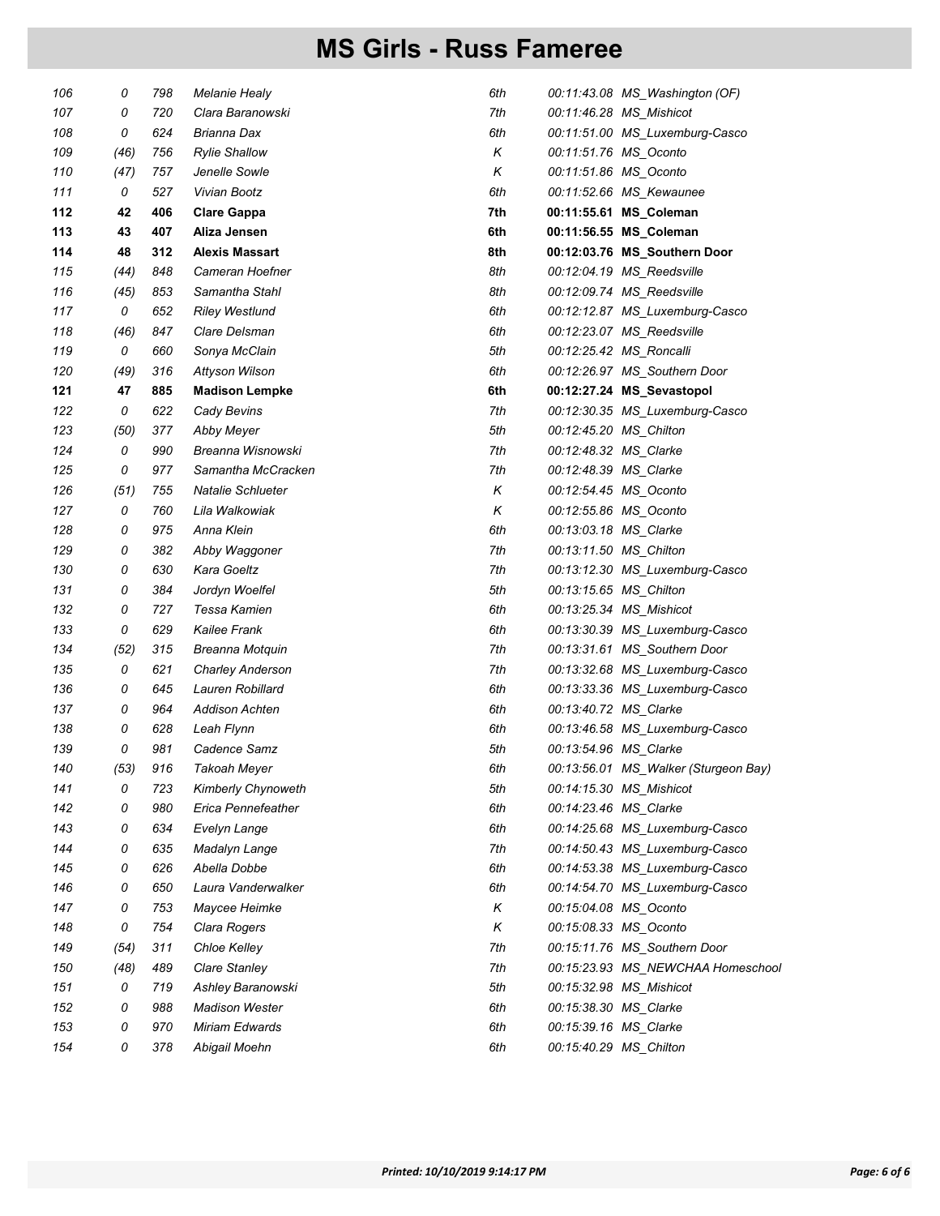# MS Girls - Russ Fameree

| | | | | | | |
|---|---|---|---|---|---|---|
| *106* | *0* | *798* | *Melanie Healy* | *6th* | *00:11:43.08* | *MS_Washington (OF)* |
| *107* | *0* | *720* | *Clara Baranowski* | *7th* | *00:11:46.28* | *MS_Mishicot* |
| *108* | *0* | *624* | *Brianna Dax* | *6th* | *00:11:51.00* | *MS_Luxemburg-Casco* |
| *109* | *(46)* | *756* | *Rylie Shallow* | *K* | *00:11:51.76* | *MS_Oconto* |
| *110* | *(47)* | *757* | *Jenelle Sowle* | *K* | *00:11:51.86* | *MS_Oconto* |
| *111* | *0* | *527* | *Vivian Bootz* | *6th* | *00:11:52.66* | *MS_Kewaunee* |
| **112** | **42** | **406** | **Clare Gappa** | **7th** | **00:11:55.61** | **MS_Coleman** |
| **113** | **43** | **407** | **Aliza Jensen** | **6th** | **00:11:56.55** | **MS_Coleman** |
| **114** | **48** | **312** | **Alexis Massart** | **8th** | **00:12:03.76** | **MS_Southern Door** |
| *115* | *(44)* | *848* | *Cameran Hoefner* | *8th* | *00:12:04.19* | *MS_Reedsville* |
| *116* | *(45)* | *853* | *Samantha Stahl* | *8th* | *00:12:09.74* | *MS_Reedsville* |
| *117* | *0* | *652* | *Riley Westlund* | *6th* | *00:12:12.87* | *MS_Luxemburg-Casco* |
| *118* | *(46)* | *847* | *Clare Delsman* | *6th* | *00:12:23.07* | *MS_Reedsville* |
| *119* | *0* | *660* | *Sonya McClain* | *5th* | *00:12:25.42* | *MS_Roncalli* |
| *120* | *(49)* | *316* | *Attyson Wilson* | *6th* | *00:12:26.97* | *MS_Southern Door* |
| **121** | **47** | **885** | **Madison Lempke** | **6th** | **00:12:27.24** | **MS_Sevastopol** |
| *122* | *0* | *622* | *Cady Bevins* | *7th* | *00:12:30.35* | *MS_Luxemburg-Casco* |
| *123* | *(50)* | *377* | *Abby Meyer* | *5th* | *00:12:45.20* | *MS_Chilton* |
| *124* | *0* | *990* | *Breanna Wisnowski* | *7th* | *00:12:48.32* | *MS_Clarke* |
| *125* | *0* | *977* | *Samantha McCracken* | *7th* | *00:12:48.39* | *MS_Clarke* |
| *126* | *(51)* | *755* | *Natalie Schlueter* | *K* | *00:12:54.45* | *MS_Oconto* |
| *127* | *0* | *760* | *Lila Walkowiak* | *K* | *00:12:55.86* | *MS_Oconto* |
| *128* | *0* | *975* | *Anna Klein* | *6th* | *00:13:03.18* | *MS_Clarke* |
| *129* | *0* | *382* | *Abby Waggoner* | *7th* | *00:13:11.50* | *MS_Chilton* |
| *130* | *0* | *630* | *Kara Goeltz* | *7th* | *00:13:12.30* | *MS_Luxemburg-Casco* |
| *131* | *0* | *384* | *Jordyn Woelfel* | *5th* | *00:13:15.65* | *MS_Chilton* |
| *132* | *0* | *727* | *Tessa Kamien* | *6th* | *00:13:25.34* | *MS_Mishicot* |
| *133* | *0* | *629* | *Kailee Frank* | *6th* | *00:13:30.39* | *MS_Luxemburg-Casco* |
| *134* | *(52)* | *315* | *Breanna Motquin* | *7th* | *00:13:31.61* | *MS_Southern Door* |
| *135* | *0* | *621* | *Charley Anderson* | *7th* | *00:13:32.68* | *MS_Luxemburg-Casco* |
| *136* | *0* | *645* | *Lauren Robillard* | *6th* | *00:13:33.36* | *MS_Luxemburg-Casco* |
| *137* | *0* | *964* | *Addison Achten* | *6th* | *00:13:40.72* | *MS_Clarke* |
| *138* | *0* | *628* | *Leah Flynn* | *6th* | *00:13:46.58* | *MS_Luxemburg-Casco* |
| *139* | *0* | *981* | *Cadence Samz* | *5th* | *00:13:54.96* | *MS_Clarke* |
| *140* | *(53)* | *916* | *Takoah Meyer* | *6th* | *00:13:56.01* | *MS_Walker (Sturgeon Bay)* |
| *141* | *0* | *723* | *Kimberly Chynoweth* | *5th* | *00:14:15.30* | *MS_Mishicot* |
| *142* | *0* | *980* | *Erica Pennefeather* | *6th* | *00:14:23.46* | *MS_Clarke* |
| *143* | *0* | *634* | *Evelyn Lange* | *6th* | *00:14:25.68* | *MS_Luxemburg-Casco* |
| *144* | *0* | *635* | *Madalyn Lange* | *7th* | *00:14:50.43* | *MS_Luxemburg-Casco* |
| *145* | *0* | *626* | *Abella Dobbe* | *6th* | *00:14:53.38* | *MS_Luxemburg-Casco* |
| *146* | *0* | *650* | *Laura Vanderwalker* | *6th* | *00:14:54.70* | *MS_Luxemburg-Casco* |
| *147* | *0* | *753* | *Maycee Heimke* | *K* | *00:15:04.08* | *MS_Oconto* |
| *148* | *0* | *754* | *Clara Rogers* | *K* | *00:15:08.33* | *MS_Oconto* |
| *149* | *(54)* | *311* | *Chloe Kelley* | *7th* | *00:15:11.76* | *MS_Southern Door* |
| *150* | *(48)* | *489* | *Clare Stanley* | *7th* | *00:15:23.93* | *MS_NEWCHAA Homeschool* |
| *151* | *0* | *719* | *Ashley Baranowski* | *5th* | *00:15:32.98* | *MS_Mishicot* |
| *152* | *0* | *988* | *Madison Wester* | *6th* | *00:15:38.30* | *MS_Clarke* |
| *153* | *0* | *970* | *Miriam Edwards* | *6th* | *00:15:39.16* | *MS_Clarke* |
| *154* | *0* | *378* | *Abigail Moehn* | *6th* | *00:15:40.29* | *MS_Chilton* |

*Printed: 10/10/2019 9:14:17 PM*